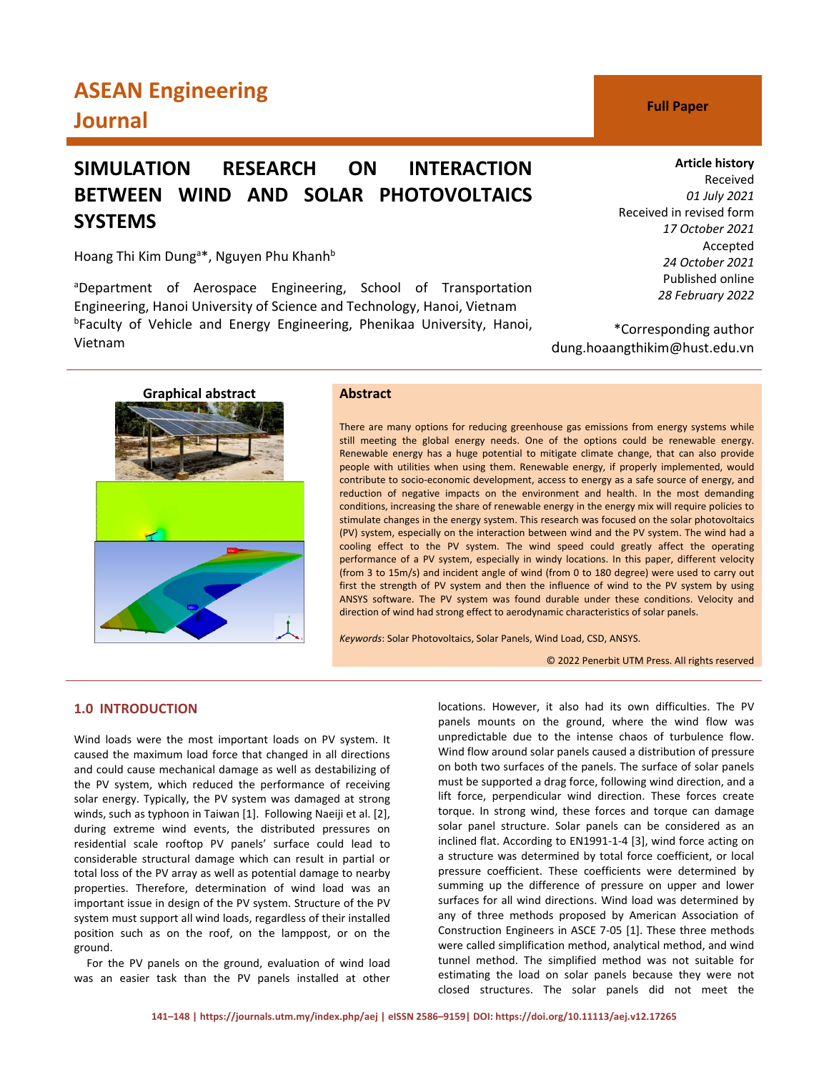ASEAN Engineering Journal

Full Paper

# SIMULATION RESEARCH ON INTERACTION BETWEEN WIND AND SOLAR PHOTOVOLTAICS SYSTEMS

Hoang Thi Kim Dung[a]*, Nguyen Phu Khanh[b]

[a]Department of Aerospace Engineering, School of Transportation Engineering, Hanoi University of Science and Technology, Hanoi, Vietnam
[b]Faculty of Vehicle and Energy Engineering, Phenikaa University, Hanoi, Vietnam

**Article history**
Received
*01 July 2021*
Received in revised form
*17 October 2021*
Accepted
*24 October 2021*
Published online
*28 February 2022*

*Corresponding author
dung.hoaangthikim@hust.edu.vn

**Graphical abstract**

## Abstract

There are many options for reducing greenhouse gas emissions from energy systems while still meeting the global energy needs. One of the options could be renewable energy. Renewable energy has a huge potential to mitigate climate change, that can also provide people with utilities when using them. Renewable energy, if properly implemented, would contribute to socio-economic development, access to energy as a safe source of energy, and reduction of negative impacts on the environment and health. In the most demanding conditions, increasing the share of renewable energy in the energy mix will require policies to stimulate changes in the energy system. This research was focused on the solar photovoltaics (PV) system, especially on the interaction between wind and the PV system. The wind had a cooling effect to the PV system. The wind speed could greatly affect the operating performance of a PV system, especially in windy locations. In this paper, different velocity (from 3 to 15m/s) and incident angle of wind (from 0 to 180 degree) were used to carry out first the strength of PV system and then the influence of wind to the PV system by using ANSYS software. The PV system was found durable under these conditions. Velocity and direction of wind had strong effect to aerodynamic characteristics of solar panels.

*Keywords*: Solar Photovoltaics, Solar Panels, Wind Load, CSD, ANSYS.

© 2022 Penerbit UTM Press. All rights reserved

## 1.0 INTRODUCTION

Wind loads were the most important loads on PV system. It caused the maximum load force that changed in all directions and could cause mechanical damage as well as destabilizing of the PV system, which reduced the performance of receiving solar energy. Typically, the PV system was damaged at strong winds, such as typhoon in Taiwan [1]. Following Naeiji et al. [2], during extreme wind events, the distributed pressures on residential scale rooftop PV panels' surface could lead to considerable structural damage which can result in partial or total loss of the PV array as well as potential damage to nearby properties. Therefore, determination of wind load was an important issue in design of the PV system. Structure of the PV system must support all wind loads, regardless of their installed position such as on the roof, on the lamppost, or on the ground.

For the PV panels on the ground, evaluation of wind load was an easier task than the PV panels installed at other locations. However, it also had its own difficulties. The PV panels mounts on the ground, where the wind flow was unpredictable due to the intense chaos of turbulence flow. Wind flow around solar panels caused a distribution of pressure on both two surfaces of the panels. The surface of solar panels must be supported a drag force, following wind direction, and a lift force, perpendicular wind direction. These forces create torque. In strong wind, these forces and torque can damage solar panel structure. Solar panels can be considered as an inclined flat. According to EN1991-1-4 [3], wind force acting on a structure was determined by total force coefficient, or local pressure coefficient. These coefficients were determined by summing up the difference of pressure on upper and lower surfaces for all wind directions. Wind load was determined by any of three methods proposed by American Association of Construction Engineers in ASCE 7-05 [1]. These three methods were called simplification method, analytical method, and wind tunnel method. The simplified method was not suitable for estimating the load on solar panels because they were not closed structures. The solar panels did not meet the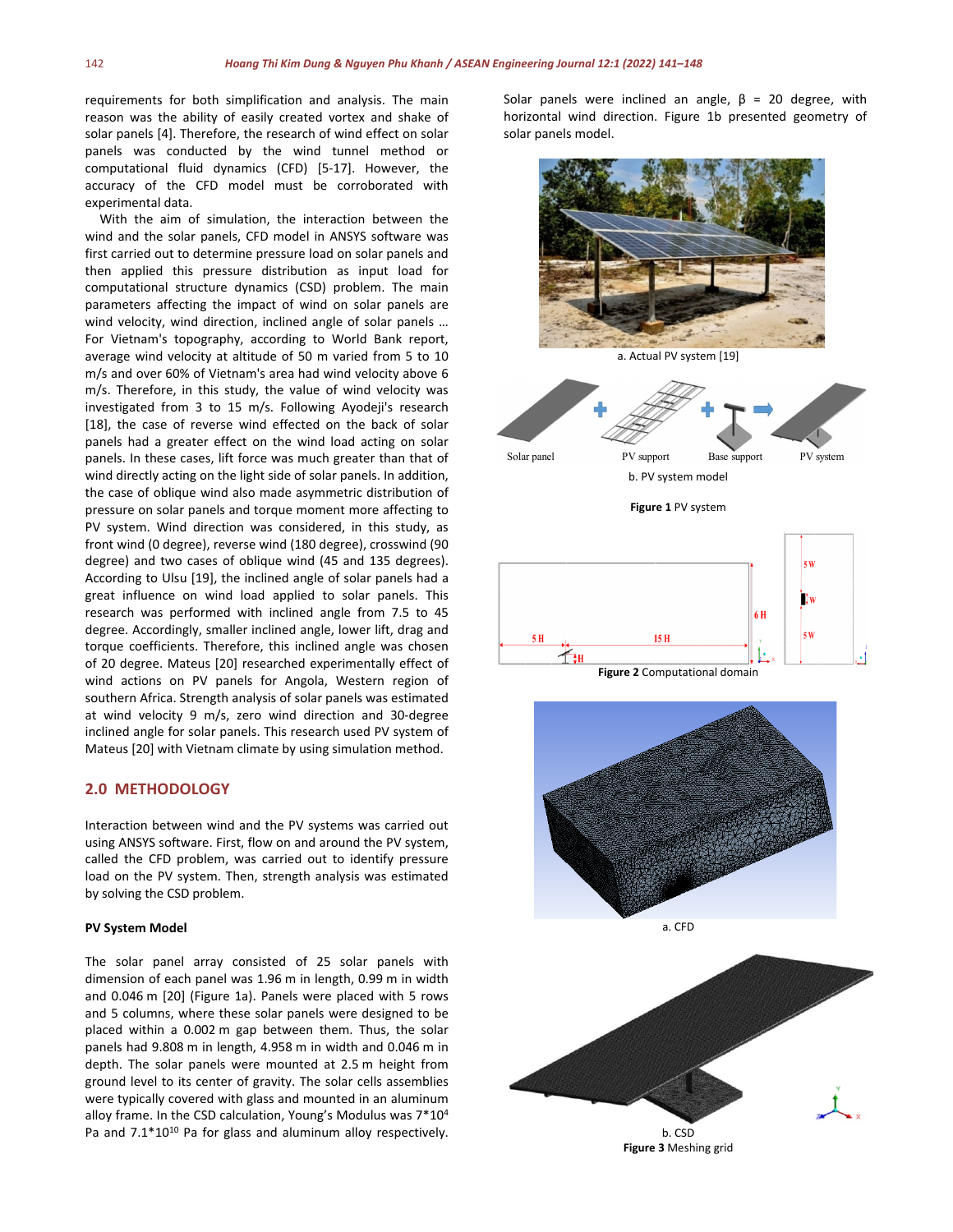requirements for both simplification and analysis. The main reason was the ability of easily created vortex and shake of solar panels [4]. Therefore, the research of wind effect on solar panels was conducted by the wind tunnel method or computational fluid dynamics (CFD) [5-17]. However, the accuracy of the CFD model must be corroborated with experimental data.

With the aim of simulation, the interaction between the wind and the solar panels, CFD model in ANSYS software was first carried out to determine pressure load on solar panels and then applied this pressure distribution as input load for computational structure dynamics (CSD) problem. The main parameters affecting the impact of wind on solar panels are wind velocity, wind direction, inclined angle of solar panels … For Vietnam's topography, according to World Bank report, average wind velocity at altitude of 50 m varied from 5 to 10 m/s and over 60% of Vietnam's area had wind velocity above 6 m/s. Therefore, in this study, the value of wind velocity was investigated from 3 to 15 m/s. Following Ayodeji's research [18], the case of reverse wind effected on the back of solar panels had a greater effect on the wind load acting on solar panels. In these cases, lift force was much greater than that of wind directly acting on the light side of solar panels. In addition, the case of oblique wind also made asymmetric distribution of pressure on solar panels and torque moment more affecting to PV system. Wind direction was considered, in this study, as front wind (0 degree), reverse wind (180 degree), crosswind (90 degree) and two cases of oblique wind (45 and 135 degrees). According to Ulsu [19], the inclined angle of solar panels had a great influence on wind load applied to solar panels. This research was performed with inclined angle from 7.5 to 45 degree. Accordingly, smaller inclined angle, lower lift, drag and torque coefficients. Therefore, this inclined angle was chosen of 20 degree. Mateus [20] researched experimentally effect of wind actions on PV panels for Angola, Western region of southern Africa. Strength analysis of solar panels was estimated at wind velocity 9 m/s, zero wind direction and 30-degree inclined angle for solar panels. This research used PV system of Mateus [20] with Vietnam climate by using simulation method.

## 2.0 METHODOLOGY

Interaction between wind and the PV systems was carried out using ANSYS software. First, flow on and around the PV system, called the CFD problem, was carried out to identify pressure load on the PV system. Then, strength analysis was estimated by solving the CSD problem.

### PV System Model

The solar panel array consisted of 25 solar panels with dimension of each panel was 1.96 m in length, 0.99 m in width and 0.046 m [20] (Figure 1a). Panels were placed with 5 rows and 5 columns, where these solar panels were designed to be placed within a 0.002 m gap between them. Thus, the solar panels had 9.808 m in length, 4.958 m in width and 0.046 m in depth. The solar panels were mounted at 2.5 m height from ground level to its center of gravity. The solar cells assemblies were typically covered with glass and mounted in an aluminum alloy frame. In the CSD calculation, Young's Modulus was $7*10^4$ Pa and $7.1*10^{10}$ Pa for glass and aluminum alloy respectively. Solar panels were inclined an angle, β = 20 degree, with horizontal wind direction. Figure 1b presented geometry of solar panels model.

a. Actual PV system [19]

Solar panel + PV support + Base support ➡ PV system

b. PV system model

**Figure 1** PV system

5 H | 15 H | 6 H | H | 5 W | W | 5 W

**Figure 2** Computational domain

a. CFD

b. CSD

**Figure 3** Meshing grid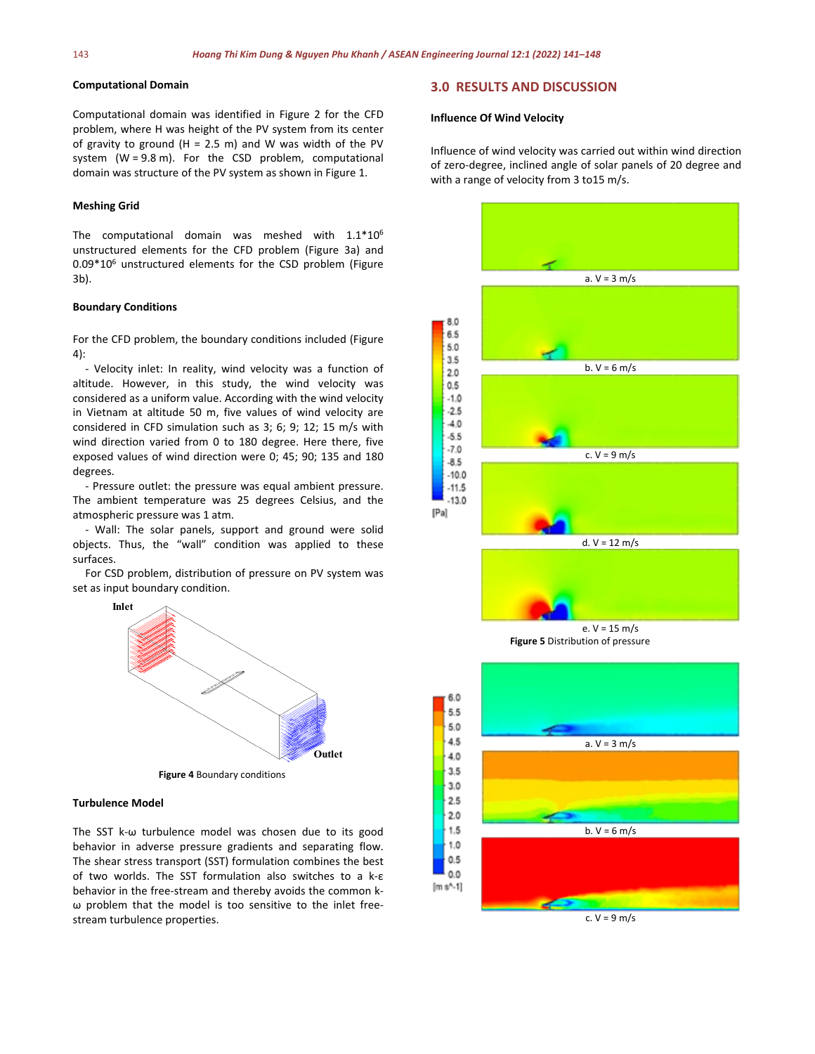### Computational Domain

Computational domain was identified in Figure 2 for the CFD problem, where H was height of the PV system from its center of gravity to ground (H = 2.5 m) and W was width of the PV system (W = 9.8 m). For the CSD problem, computational domain was structure of the PV system as shown in Figure 1.

### Meshing Grid

The computational domain was meshed with $1.1*10^6$ unstructured elements for the CFD problem (Figure 3a) and $0.09*10^6$ unstructured elements for the CSD problem (Figure 3b).

### Boundary Conditions

For the CFD problem, the boundary conditions included (Figure 4):

- Velocity inlet: In reality, wind velocity was a function of altitude. However, in this study, the wind velocity was considered as a uniform value. According with the wind velocity in Vietnam at altitude 50 m, five values of wind velocity are considered in CFD simulation such as 3; 6; 9; 12; 15 m/s with wind direction varied from 0 to 180 degree. Here there, five exposed values of wind direction were 0; 45; 90; 135 and 180 degrees.
- Pressure outlet: the pressure was equal ambient pressure. The ambient temperature was 25 degrees Celsius, and the atmospheric pressure was 1 atm.
- Wall: The solar panels, support and ground were solid objects. Thus, the "wall" condition was applied to these surfaces.

For CSD problem, distribution of pressure on PV system was set as input boundary condition.

**Figure 4** Boundary conditions

### Turbulence Model

The SST k-ω turbulence model was chosen due to its good behavior in adverse pressure gradients and separating flow. The shear stress transport (SST) formulation combines the best of two worlds. The SST formulation also switches to a k-ε behavior in the free-stream and thereby avoids the common k-ω problem that the model is too sensitive to the inlet free-stream turbulence properties.

## 3.0 RESULTS AND DISCUSSION

### Influence Of Wind Velocity

Influence of wind velocity was carried out within wind direction of zero-degree, inclined angle of solar panels of 20 degree and with a range of velocity from 3 to15 m/s.

a. V = 3 m/s

b. V = 6 m/s

c. V = 9 m/s

d. V = 12 m/s

e. V = 15 m/s

**Figure 5** Distribution of pressure

a. V = 3 m/s

b. V = 6 m/s

c. V = 9 m/s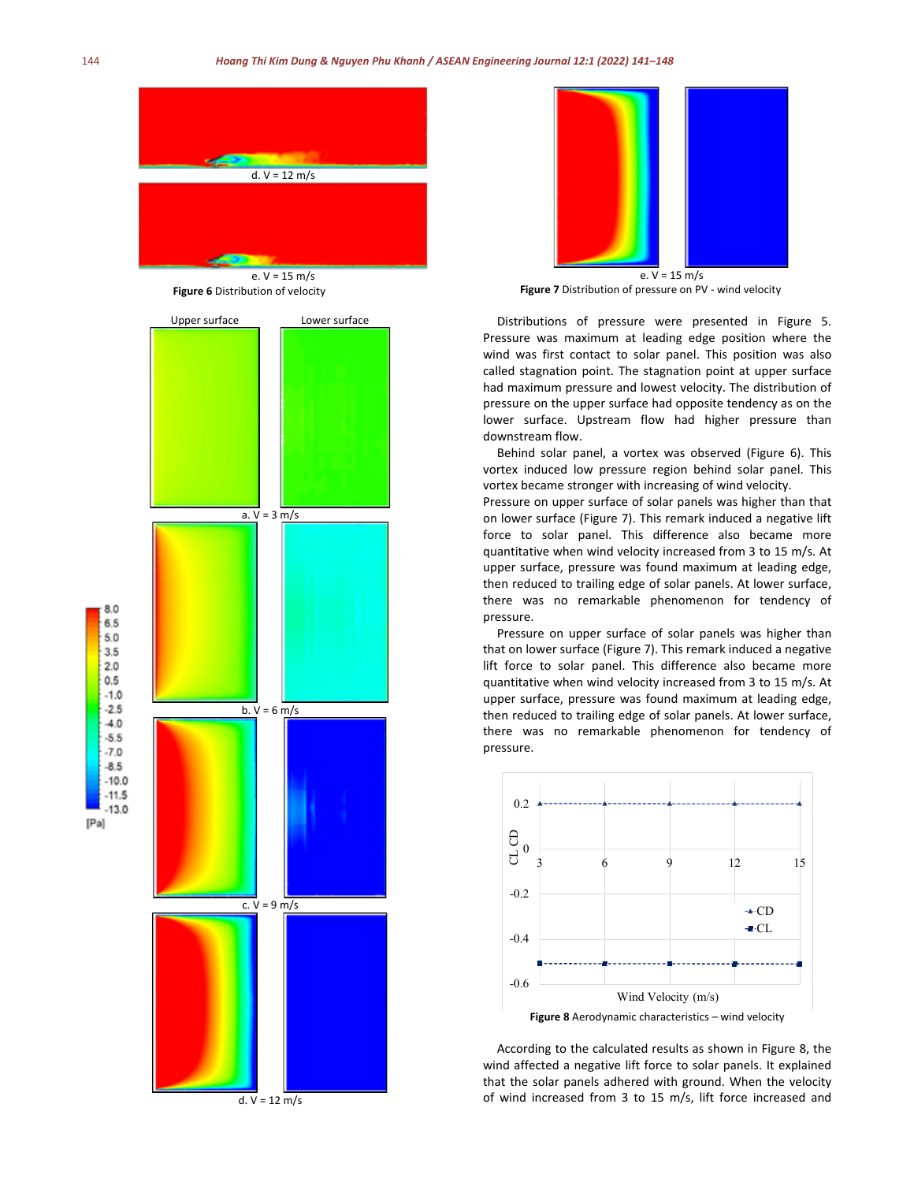d. V = 12 m/s

e. V = 15 m/s

**Figure 6** Distribution of velocity

Upper surface    Lower surface

a. V = 3 m/s

b. V = 6 m/s

c. V = 9 m/s

d. V = 12 m/s

e. V = 15 m/s

**Figure 7** Distribution of pressure on PV - wind velocity

Distributions of pressure were presented in Figure 5. Pressure was maximum at leading edge position where the wind was first contact to solar panel. This position was also called stagnation point. The stagnation point at upper surface had maximum pressure and lowest velocity. The distribution of pressure on the upper surface had opposite tendency as on the lower surface. Upstream flow had higher pressure than downstream flow.

Behind solar panel, a vortex was observed (Figure 6). This vortex induced low pressure region behind solar panel. This vortex became stronger with increasing of wind velocity.

Pressure on upper surface of solar panels was higher than that on lower surface (Figure 7). This remark induced a negative lift force to solar panel. This difference also became more quantitative when wind velocity increased from 3 to 15 m/s. At upper surface, pressure was found maximum at leading edge, then reduced to trailing edge of solar panels. At lower surface, there was no remarkable phenomenon for tendency of pressure.

Pressure on upper surface of solar panels was higher than that on lower surface (Figure 7). This remark induced a negative lift force to solar panel. This difference also became more quantitative when wind velocity increased from 3 to 15 m/s. At upper surface, pressure was found maximum at leading edge, then reduced to trailing edge of solar panels. At lower surface, there was no remarkable phenomenon for tendency of pressure.

**Figure 8** Aerodynamic characteristics – wind velocity

According to the calculated results as shown in Figure 8, the wind affected a negative lift force to solar panels. It explained that the solar panels adhered with ground. When the velocity of wind increased from 3 to 15 m/s, lift force increased and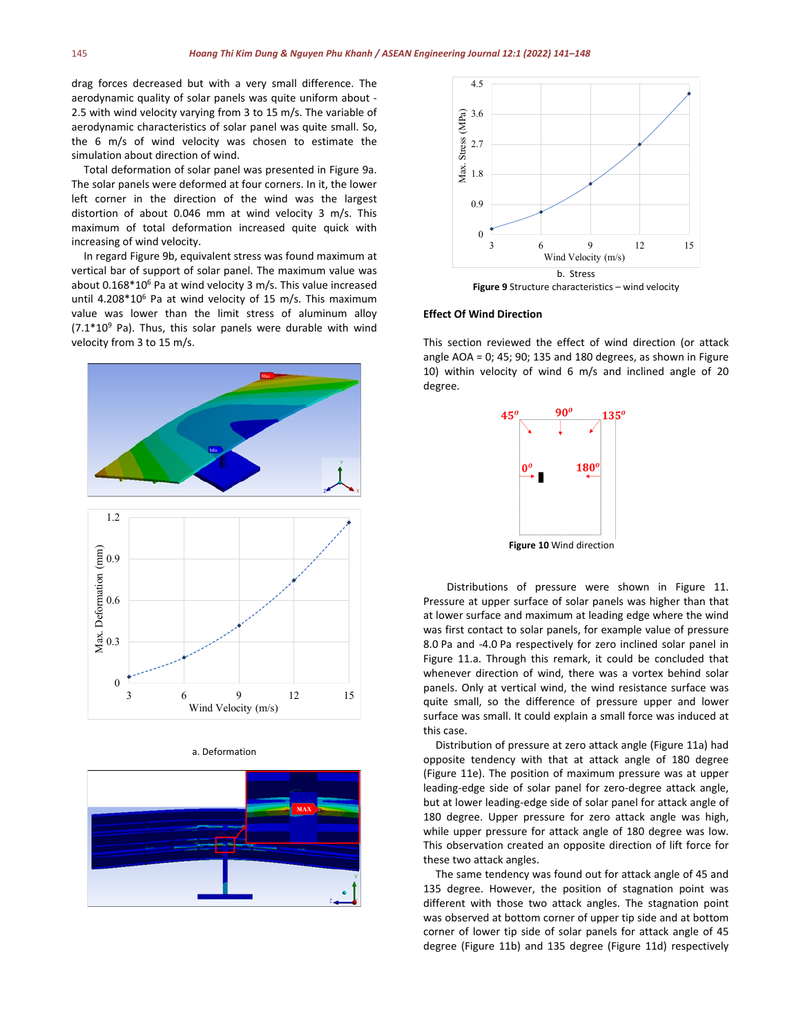drag forces decreased but with a very small difference. The aerodynamic quality of solar panels was quite uniform about -2.5 with wind velocity varying from 3 to 15 m/s. The variable of aerodynamic characteristics of solar panel was quite small. So, the 6 m/s of wind velocity was chosen to estimate the simulation about direction of wind.

Total deformation of solar panel was presented in Figure 9a. The solar panels were deformed at four corners. In it, the lower left corner in the direction of the wind was the largest distortion of about 0.046 mm at wind velocity 3 m/s. This maximum of total deformation increased quite quick with increasing of wind velocity.

In regard Figure 9b, equivalent stress was found maximum at vertical bar of support of solar panel. The maximum value was about $0.168*10^6$ Pa at wind velocity 3 m/s. This value increased until $4.208*10^6$ Pa at wind velocity of 15 m/s. This maximum value was lower than the limit stress of aluminum alloy ($7.1*10^9$ Pa). Thus, this solar panels were durable with wind velocity from 3 to 15 m/s.

a. Deformation

b. Stress

**Figure 9** Structure characteristics – wind velocity

### Effect Of Wind Direction

This section reviewed the effect of wind direction (or attack angle AOA = 0; 45; 90; 135 and 180 degrees, as shown in Figure 10) within velocity of wind 6 m/s and inclined angle of 20 degree.

**Figure 10** Wind direction

Distributions of pressure were shown in Figure 11. Pressure at upper surface of solar panels was higher than that at lower surface and maximum at leading edge where the wind was first contact to solar panels, for example value of pressure 8.0 Pa and -4.0 Pa respectively for zero inclined solar panel in Figure 11.a. Through this remark, it could be concluded that whenever direction of wind, there was a vortex behind solar panels. Only at vertical wind, the wind resistance surface was quite small, so the difference of pressure upper and lower surface was small. It could explain a small force was induced at this case.

Distribution of pressure at zero attack angle (Figure 11a) had opposite tendency with that at attack angle of 180 degree (Figure 11e). The position of maximum pressure was at upper leading-edge side of solar panel for zero-degree attack angle, but at lower leading-edge side of solar panel for attack angle of 180 degree. Upper pressure for zero attack angle was high, while upper pressure for attack angle of 180 degree was low. This observation created an opposite direction of lift force for these two attack angles.

The same tendency was found out for attack angle of 45 and 135 degree. However, the position of stagnation point was different with those two attack angles. The stagnation point was observed at bottom corner of upper tip side and at bottom corner of lower tip side of solar panels for attack angle of 45 degree (Figure 11b) and 135 degree (Figure 11d) respectively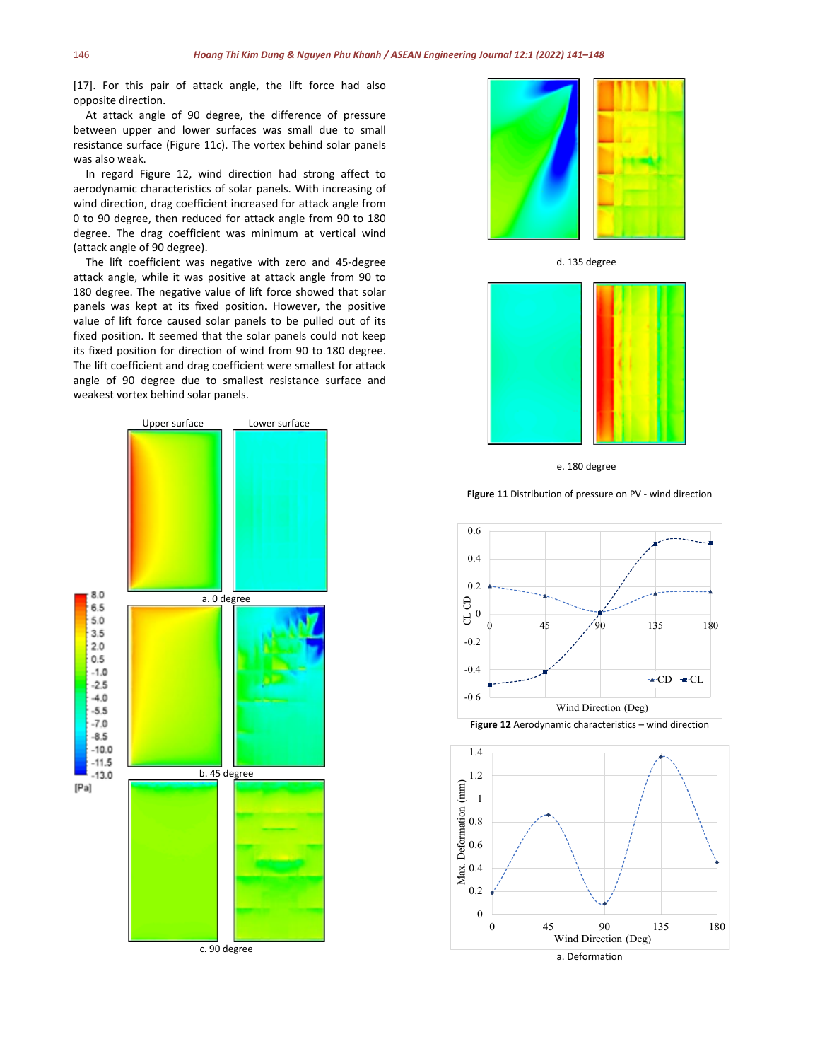[17]. For this pair of attack angle, the lift force had also opposite direction.

At attack angle of 90 degree, the difference of pressure between upper and lower surfaces was small due to small resistance surface (Figure 11c). The vortex behind solar panels was also weak.

In regard Figure 12, wind direction had strong affect to aerodynamic characteristics of solar panels. With increasing of wind direction, drag coefficient increased for attack angle from 0 to 90 degree, then reduced for attack angle from 90 to 180 degree. The drag coefficient was minimum at vertical wind (attack angle of 90 degree).

The lift coefficient was negative with zero and 45-degree attack angle, while it was positive at attack angle from 90 to 180 degree. The negative value of lift force showed that solar panels was kept at its fixed position. However, the positive value of lift force caused solar panels to be pulled out of its fixed position. It seemed that the solar panels could not keep its fixed position for direction of wind from 90 to 180 degree. The lift coefficient and drag coefficient were smallest for attack angle of 90 degree due to smallest resistance surface and weakest vortex behind solar panels.

Upper surface    Lower surface

a. 0 degree

b. 45 degree

c. 90 degree

d. 135 degree

e. 180 degree

**Figure 11** Distribution of pressure on PV - wind direction

**Figure 12** Aerodynamic characteristics – wind direction

a. Deformation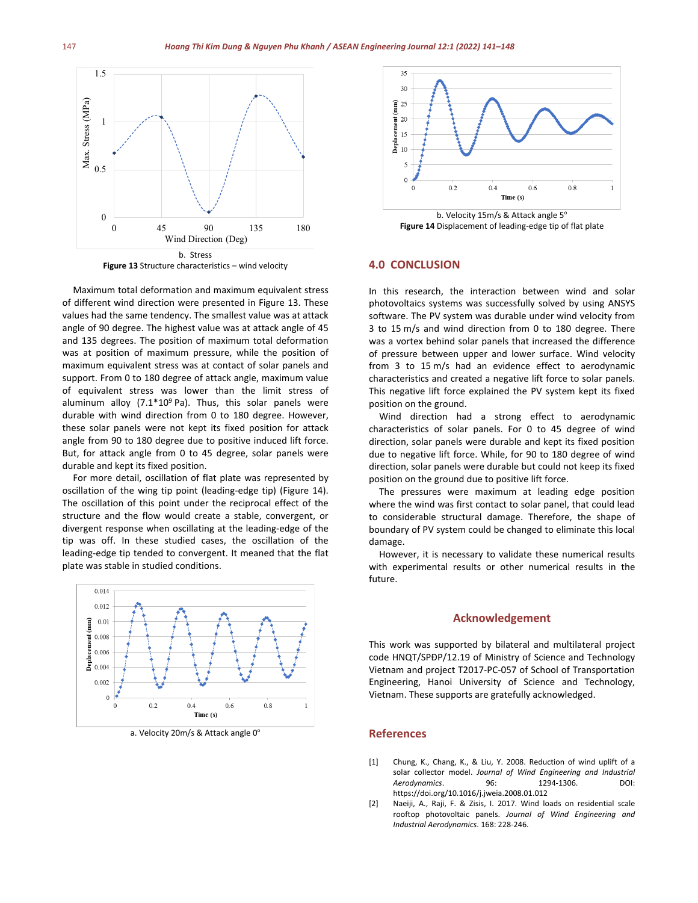b. Stress

**Figure 13** Structure characteristics – wind velocity

Maximum total deformation and maximum equivalent stress of different wind direction were presented in Figure 13. These values had the same tendency. The smallest value was at attack angle of 90 degree. The highest value was at attack angle of 45 and 135 degrees. The position of maximum total deformation was at position of maximum pressure, while the position of maximum equivalent stress was at contact of solar panels and support. From 0 to 180 degree of attack angle, maximum value of equivalent stress was lower than the limit stress of aluminum alloy ($7.1*10^9$ Pa). Thus, this solar panels were durable with wind direction from 0 to 180 degree. However, these solar panels were not kept its fixed position for attack angle from 90 to 180 degree due to positive induced lift force. But, for attack angle from 0 to 45 degree, solar panels were durable and kept its fixed position.

For more detail, oscillation of flat plate was represented by oscillation of the wing tip point (leading-edge tip) (Figure 14). The oscillation of this point under the reciprocal effect of the structure and the flow would create a stable, convergent, or divergent response when oscillating at the leading-edge of the tip was off. In these studied cases, the oscillation of the leading-edge tip tended to convergent. It meaned that the flat plate was stable in studied conditions.

a. Velocity 20m/s & Attack angle 0°

b. Velocity 15m/s & Attack angle 5°

**Figure 14** Displacement of leading-edge tip of flat plate

## 4.0 CONCLUSION

In this research, the interaction between wind and solar photovoltaics systems was successfully solved by using ANSYS software. The PV system was durable under wind velocity from 3 to 15 m/s and wind direction from 0 to 180 degree. There was a vortex behind solar panels that increased the difference of pressure between upper and lower surface. Wind velocity from 3 to 15 m/s had an evidence effect to aerodynamic characteristics and created a negative lift force to solar panels. This negative lift force explained the PV system kept its fixed position on the ground.

Wind direction had a strong effect to aerodynamic characteristics of solar panels. For 0 to 45 degree of wind direction, solar panels were durable and kept its fixed position due to negative lift force. While, for 90 to 180 degree of wind direction, solar panels were durable but could not keep its fixed position on the ground due to positive lift force.

The pressures were maximum at leading edge position where the wind was first contact to solar panel, that could lead to considerable structural damage. Therefore, the shape of boundary of PV system could be changed to eliminate this local damage.

However, it is necessary to validate these numerical results with experimental results or other numerical results in the future.

## Acknowledgement

This work was supported by bilateral and multilateral project code HNQT/SPĐP/12.19 of Ministry of Science and Technology Vietnam and project T2017-PC-057 of School of Transportation Engineering, Hanoi University of Science and Technology, Vietnam. These supports are gratefully acknowledged.

## References

[1] Chung, K., Chang, K., & Liu, Y. 2008. Reduction of wind uplift of a solar collector model. *Journal of Wind Engineering and Industrial Aerodynamics*. 96: 1294-1306. DOI: https://doi.org/10.1016/j.jweia.2008.01.012

[2] Naeiji, A., Raji, F. & Zisis, I. 2017. Wind loads on residential scale rooftop photovoltaic panels. *Journal of Wind Engineering and Industrial Aerodynamics*. 168: 228-246.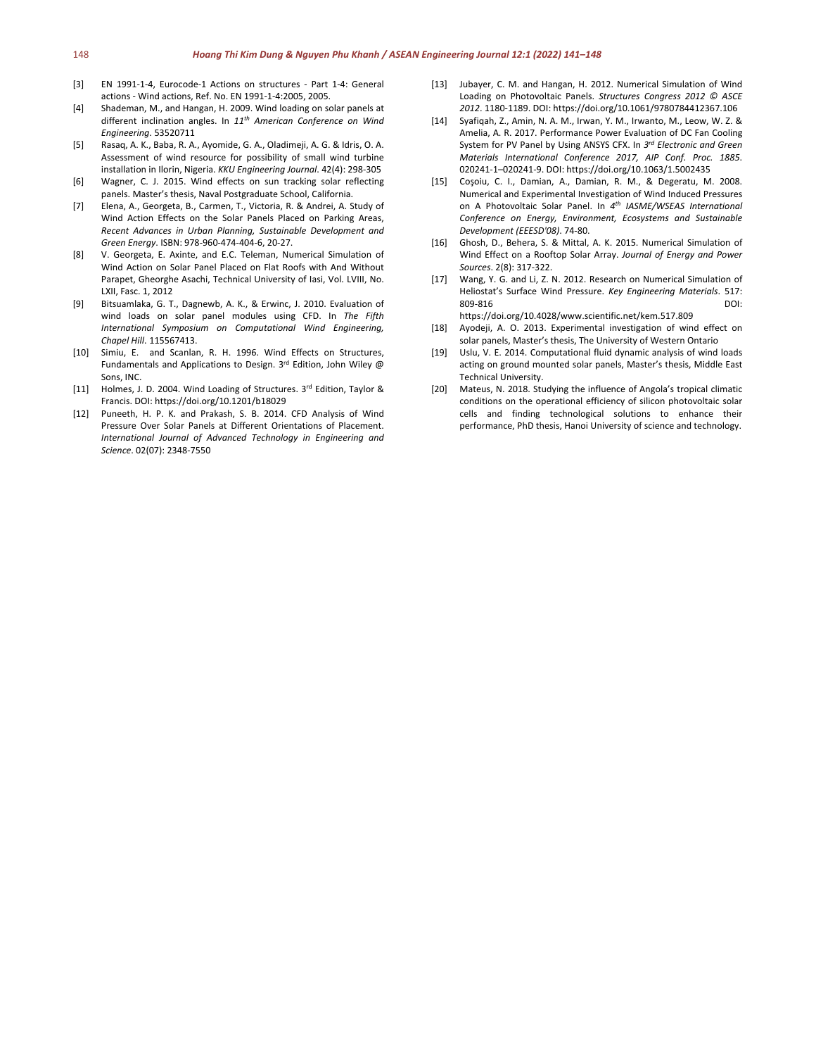[3] EN 1991-1-4, Eurocode-1 Actions on structures - Part 1-4: General actions - Wind actions, Ref. No. EN 1991-1-4:2005, 2005.

[4] Shademan, M., and Hangan, H. 2009. Wind loading on solar panels at different inclination angles. In *11th American Conference on Wind Engineering*. 53520711

[5] Rasaq, A. K., Baba, R. A., Ayomide, G. A., Oladimeji, A. G. & Idris, O. A. Assessment of wind resource for possibility of small wind turbine installation in Ilorin, Nigeria. *KKU Engineering Journal*. 42(4): 298-305

[6] Wagner, C. J. 2015. Wind effects on sun tracking solar reflecting panels. Master's thesis, Naval Postgraduate School, California.

[7] Elena, A., Georgeta, B., Carmen, T., Victoria, R. & Andrei, A. Study of Wind Action Effects on the Solar Panels Placed on Parking Areas, *Recent Advances in Urban Planning, Sustainable Development and Green Energy*. ISBN: 978-960-474-404-6, 20-27.

[8] V. Georgeta, E. Axinte, and E.C. Teleman, Numerical Simulation of Wind Action on Solar Panel Placed on Flat Roofs with And Without Parapet, Gheorghe Asachi, Technical University of Iasi, Vol. LVIII, No. LXII, Fasc. 1, 2012

[9] Bitsuamlaka, G. T., Dagnewb, A. K., & Erwinc, J. 2010. Evaluation of wind loads on solar panel modules using CFD. In *The Fifth International Symposium on Computational Wind Engineering, Chapel Hill*. 115567413.

[10] Simiu, E. and Scanlan, R. H. 1996. Wind Effects on Structures, Fundamentals and Applications to Design. 3rd Edition, John Wiley @ Sons, INC.

[11] Holmes, J. D. 2004. Wind Loading of Structures. 3rd Edition, Taylor & Francis. DOI: https://doi.org/10.1201/b18029

[12] Puneeth, H. P. K. and Prakash, S. B. 2014. CFD Analysis of Wind Pressure Over Solar Panels at Different Orientations of Placement. *International Journal of Advanced Technology in Engineering and Science*. 02(07): 2348-7550

[13] Jubayer, C. M. and Hangan, H. 2012. Numerical Simulation of Wind Loading on Photovoltaic Panels. *Structures Congress 2012 © ASCE 2012*. 1180-1189. DOI: https://doi.org/10.1061/9780784412367.106

[14] Syafiqah, Z., Amin, N. A. M., Irwan, Y. M., Irwanto, M., Leow, W. Z. & Amelia, A. R. 2017. Performance Power Evaluation of DC Fan Cooling System for PV Panel by Using ANSYS CFX. In *3rd Electronic and Green Materials International Conference 2017, AIP Conf. Proc. 1885*. 020241-1–020241-9. DOI: https://doi.org/10.1063/1.5002435

[15] Coşoiu, C. I., Damian, A., Damian, R. M., & Degeratu, M. 2008. Numerical and Experimental Investigation of Wind Induced Pressures on A Photovoltaic Solar Panel. In *4th IASME/WSEAS International Conference on Energy, Environment, Ecosystems and Sustainable Development (EEESD'08)*. 74-80.

[16] Ghosh, D., Behera, S. & Mittal, A. K. 2015. Numerical Simulation of Wind Effect on a Rooftop Solar Array. *Journal of Energy and Power Sources*. 2(8): 317-322.

[17] Wang, Y. G. and Li, Z. N. 2012. Research on Numerical Simulation of Heliostat's Surface Wind Pressure. *Key Engineering Materials*. 517: 809-816 DOI: https://doi.org/10.4028/www.scientific.net/kem.517.809

[18] Ayodeji, A. O. 2013. Experimental investigation of wind effect on solar panels, Master's thesis, The University of Western Ontario

[19] Uslu, V. E. 2014. Computational fluid dynamic analysis of wind loads acting on ground mounted solar panels, Master's thesis, Middle East Technical University.

[20] Mateus, N. 2018. Studying the influence of Angola's tropical climatic conditions on the operational efficiency of silicon photovoltaic solar cells and finding technological solutions to enhance their performance, PhD thesis, Hanoi University of science and technology.